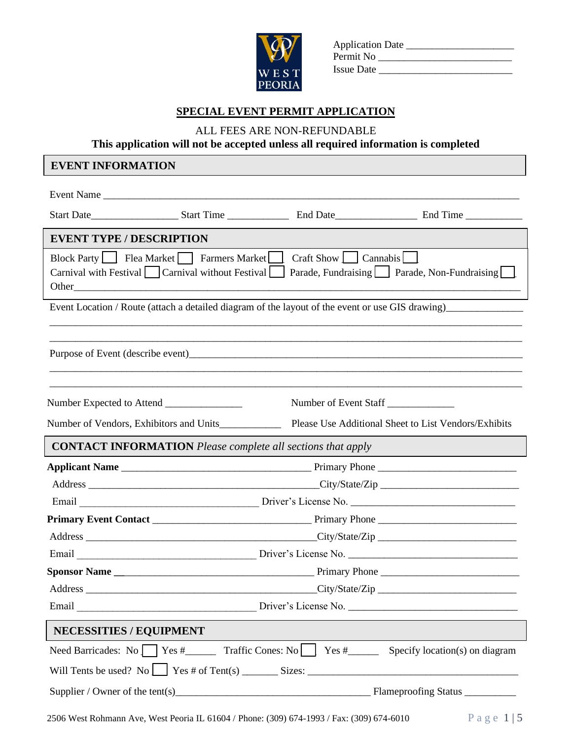Application Date ____________________
Permit No ________________________
Issue Date ________________________

# SPECIAL EVENT PERMIT APPLICATION

ALL FEES ARE NON-REFUNDABLE

**This application will not be accepted unless all required information is completed**

## EVENT INFORMATION

Event Name ______________________________________________________________________________

Start Date________________ Start Time ___________ End Date_______________ End Time __________

## EVENT TYPE / DESCRIPTION

Block Party ☐ Flea Market ☐ Farmers Market ☐ Craft Show ☐ Cannabis ☐

Carnival with Festival ☐ Carnival without Festival ☐ Parade, Fundraising ☐ Parade, Non-Fundraising ☐

Other______________________________________________________________________________

Event Location / Route (attach a detailed diagram of the layout of the event or use GIS drawing)______________

___________________________________________________________________________________

___________________________________________________________________________________

Purpose of Event (describe event)__________________________________________________________

___________________________________________________________________________________

___________________________________________________________________________________

Number Expected to Attend _______________ Number of Event Staff _____________

Number of Vendors, Exhibitors and Units____________ Please Use Additional Sheet to List Vendors/Exhibits

## CONTACT INFORMATION *Please complete all sections that apply*

**Applicant Name** ___________________________________ Primary Phone _________________________

Address ___________________________________________City/State/Zip _________________________

Email _________________________________ Driver's License No. ______________________________

**Primary Event Contact** _____________________________ Primary Phone _________________________

Address ___________________________________________City/State/Zip _________________________

Email _________________________________ Driver's License No. ______________________________

**Sponsor Name** ____________________________________ Primary Phone _________________________

Address ___________________________________________City/State/Zip _________________________

Email _________________________________ Driver's License No. ______________________________

## NECESSITIES / EQUIPMENT

Need Barricades: No ☐ Yes #______ Traffic Cones: No ☐ Yes #______ Specify location(s) on diagram

Will Tents be used? No ☐ Yes # of Tent(s) _______ Sizes: ________________________________________

Supplier / Owner of the tent(s)____________________________________ Flameproofing Status __________

2506 West Rohmann Ave, West Peoria IL 61604 / Phone: (309) 674-1993 / Fax: (309) 674-6010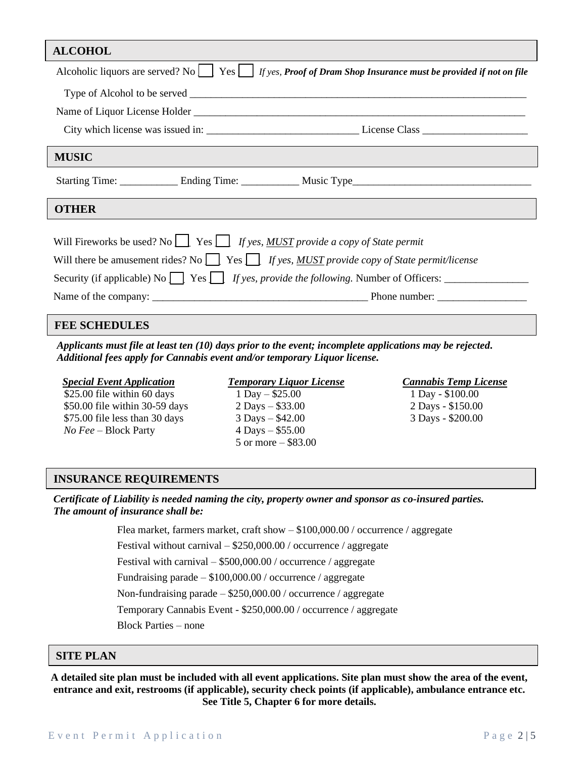## ALCOHOL

Alcoholic liquors are served? No ☐ Yes ☐ *If yes,* ***Proof of Dram Shop Insurance must be provided if not on file***

Type of Alcohol to be served ____________________________________________

Name of Liquor License Holder ____________________________________________

City which license was issued in: ______________________ License Class ________________

## MUSIC

Starting Time: __________ Ending Time: __________ Music Type______________________________

## OTHER

Will Fireworks be used? No ☐ Yes ☐ *If yes, __MUST__ provide a copy of State permit*

Will there be amusement rides? No ☐ Yes ☐ *If yes, __MUST__ provide copy of State permit/license*

Security (if applicable) No ☐ Yes ☐ *If yes, provide the following.* Number of Officers: ______________

Name of the company: ________________________________ Phone number: _______________

## FEE SCHEDULES

***Applicants must file at least ten (10) days prior to the event; incomplete applications may be rejected. Additional fees apply for Cannabis event and/or temporary Liquor license.***

| ***Special Event Application*** | ***Temporary Liquor License*** | ***Cannabis Temp License*** |
|---|---|---|
| $25.00 file within 60 days | 1 Day – $25.00 | 1 Day - $100.00 |
| $50.00 file within 30-59 days | 2 Days – $33.00 | 2 Days - $150.00 |
| $75.00 file less than 30 days | 3 Days – $42.00 | 3 Days - $200.00 |
| *No Fee* – Block Party | 4 Days – $55.00 | |
| | 5 or more – $83.00 | |

## INSURANCE REQUIREMENTS

***Certificate of Liability is needed naming the city, property owner and sponsor as co-insured parties. The amount of insurance shall be:***

Flea market, farmers market, craft show – $100,000.00 / occurrence / aggregate

Festival without carnival – $250,000.00 / occurrence / aggregate

Festival with carnival – $500,000.00 / occurrence / aggregate

Fundraising parade – $100,000.00 / occurrence / aggregate

Non-fundraising parade – $250,000.00 / occurrence / aggregate

Temporary Cannabis Event - $250,000.00 / occurrence / aggregate

Block Parties – none

## SITE PLAN

**A detailed site plan must be included with all event applications. Site plan must show the area of the event, entrance and exit, restrooms (if applicable), security check points (if applicable), ambulance entrance etc. See Title 5, Chapter 6 for more details.**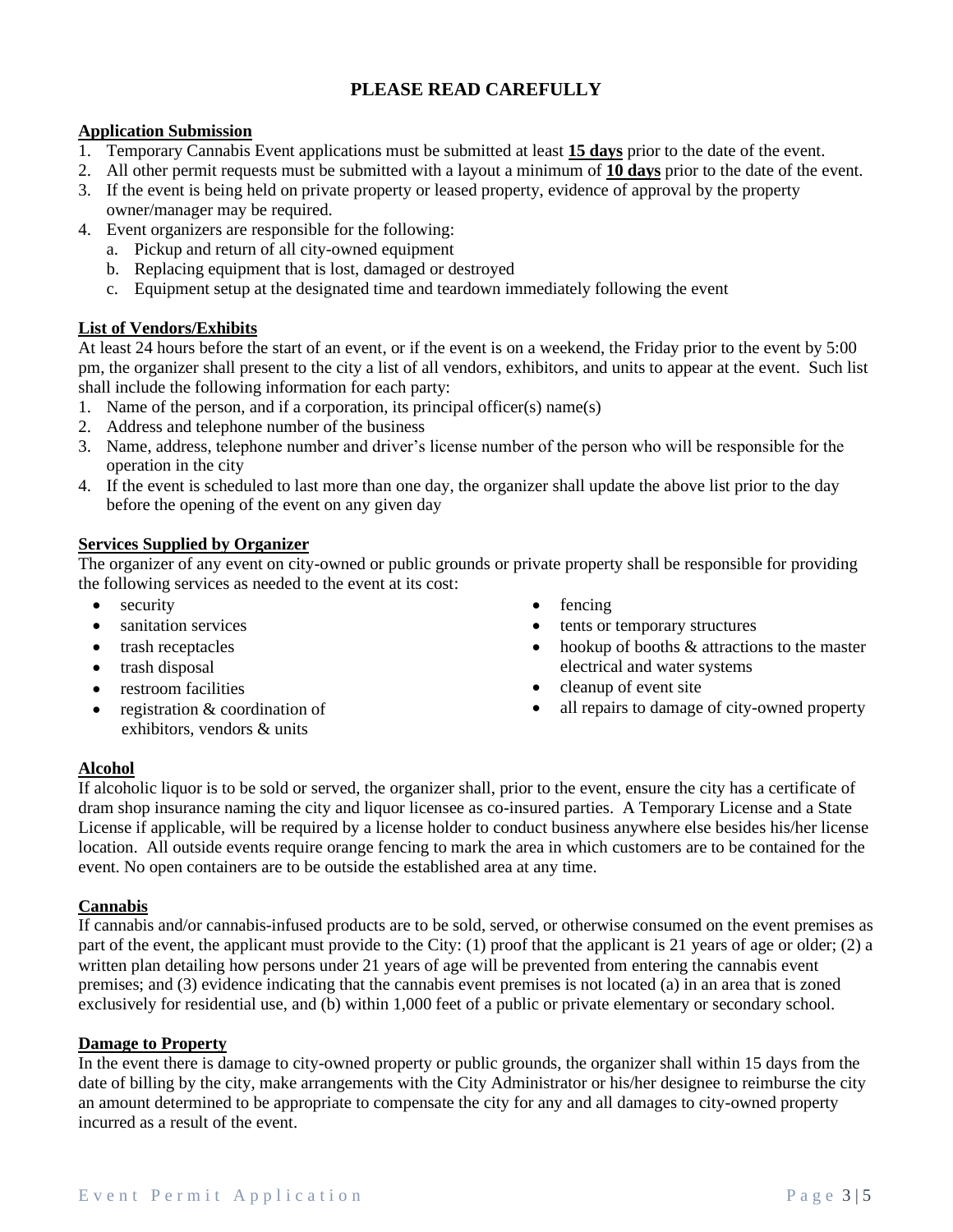# PLEASE READ CAREFULLY

**Application Submission**

1. Temporary Cannabis Event applications must be submitted at least **15 days** prior to the date of the event.
2. All other permit requests must be submitted with a layout a minimum of **10 days** prior to the date of the event.
3. If the event is being held on private property or leased property, evidence of approval by the property owner/manager may be required.
4. Event organizers are responsible for the following:
   a. Pickup and return of all city-owned equipment
   b. Replacing equipment that is lost, damaged or destroyed
   c. Equipment setup at the designated time and teardown immediately following the event

**List of Vendors/Exhibits**

At least 24 hours before the start of an event, or if the event is on a weekend, the Friday prior to the event by 5:00 pm, the organizer shall present to the city a list of all vendors, exhibitors, and units to appear at the event. Such list shall include the following information for each party:

1. Name of the person, and if a corporation, its principal officer(s) name(s)
2. Address and telephone number of the business
3. Name, address, telephone number and driver's license number of the person who will be responsible for the operation in the city
4. If the event is scheduled to last more than one day, the organizer shall update the above list prior to the day before the opening of the event on any given day

**Services Supplied by Organizer**

The organizer of any event on city-owned or public grounds or private property shall be responsible for providing the following services as needed to the event at its cost:

- security
- sanitation services
- trash receptacles
- trash disposal
- restroom facilities
- registration & coordination of exhibitors, vendors & units
- fencing
- tents or temporary structures
- hookup of booths & attractions to the master electrical and water systems
- cleanup of event site
- all repairs to damage of city-owned property

**Alcohol**

If alcoholic liquor is to be sold or served, the organizer shall, prior to the event, ensure the city has a certificate of dram shop insurance naming the city and liquor licensee as co-insured parties. A Temporary License and a State License if applicable, will be required by a license holder to conduct business anywhere else besides his/her license location. All outside events require orange fencing to mark the area in which customers are to be contained for the event. No open containers are to be outside the established area at any time.

**Cannabis**

If cannabis and/or cannabis-infused products are to be sold, served, or otherwise consumed on the event premises as part of the event, the applicant must provide to the City: (1) proof that the applicant is 21 years of age or older; (2) a written plan detailing how persons under 21 years of age will be prevented from entering the cannabis event premises; and (3) evidence indicating that the cannabis event premises is not located (a) in an area that is zoned exclusively for residential use, and (b) within 1,000 feet of a public or private elementary or secondary school.

**Damage to Property**

In the event there is damage to city-owned property or public grounds, the organizer shall within 15 days from the date of billing by the city, make arrangements with the City Administrator or his/her designee to reimburse the city an amount determined to be appropriate to compensate the city for any and all damages to city-owned property incurred as a result of the event.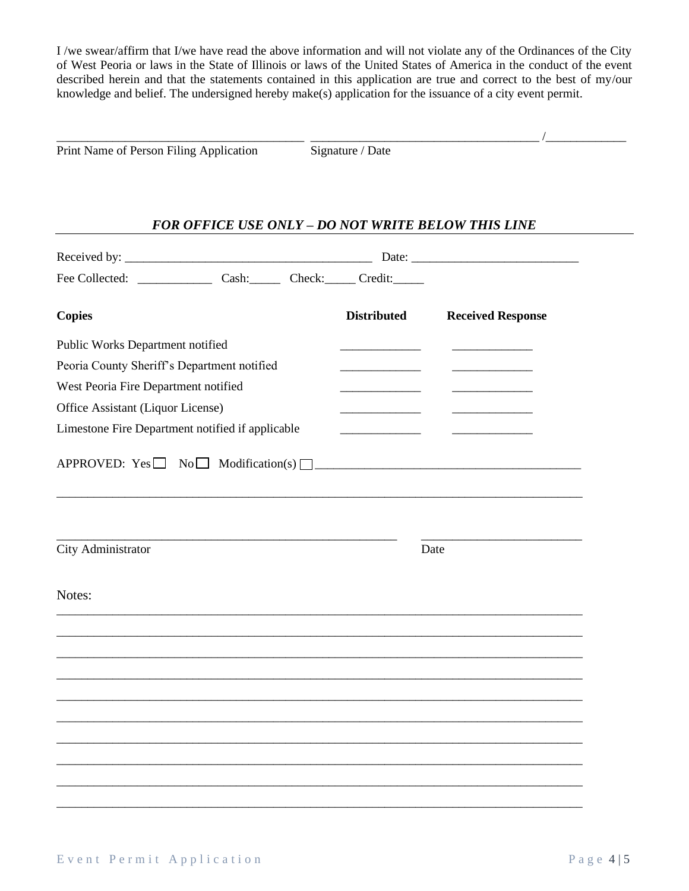I /we swear/affirm that I/we have read the above information and will not violate any of the Ordinances of the City of West Peoria or laws in the State of Illinois or laws of the United States of America in the conduct of the event described herein and that the statements contained in this application are true and correct to the best of my/our knowledge and belief. The undersigned hereby make(s) application for the issuance of a city event permit.

_______________________________________ _____________________________________ /_____________

Print Name of Person Filing Application          Signature / Date

---

***FOR OFFICE USE ONLY – DO NOT WRITE BELOW THIS LINE***

Received by: _______________________________________ Date: ___________________________

Fee Collected: ____________ Cash:_____ Check:_____ Credit:_____

| **Copies** | **Distributed** | **Received Response** |
|---|---|---|
| Public Works Department notified | _____________ | _____________ |
| Peoria County Sheriff's Department notified | _____________ | _____________ |
| West Peoria Fire Department notified | _____________ | _____________ |
| Office Assistant (Liquor License) | _____________ | _____________ |
| Limestone Fire Department notified if applicable | _____________ | _____________ |

APPROVED: Yes ☐ No ☐ Modification(s) ☐ ___________________________________________

_____________________________________________________________________________________

________________________________________________________ __________________________

City Administrator          Date

Notes:

_____________________________________________________________________________________

_____________________________________________________________________________________

_____________________________________________________________________________________

_____________________________________________________________________________________

_____________________________________________________________________________________

_____________________________________________________________________________________

_____________________________________________________________________________________

_____________________________________________________________________________________

_____________________________________________________________________________________

_____________________________________________________________________________________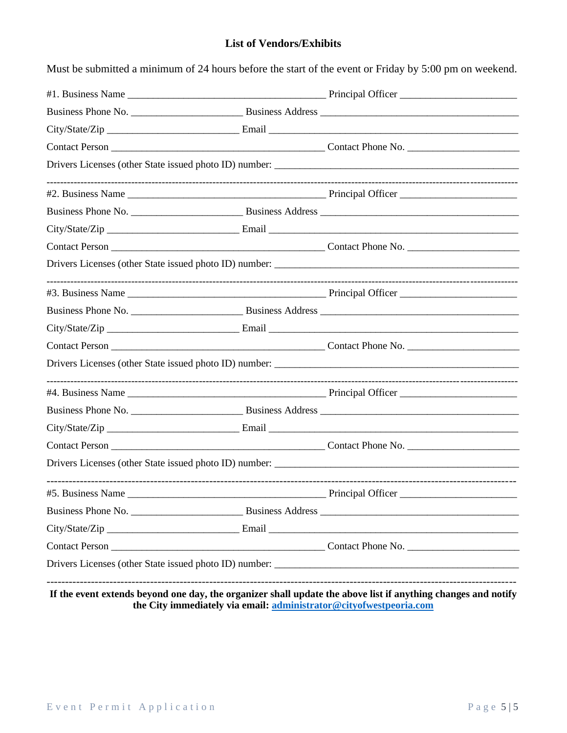### List of Vendors/Exhibits

Must be submitted a minimum of 24 hours before the start of the event or Friday by 5:00 pm on weekend.

#1. Business Name ______________________________________ Principal Officer ______________________

Business Phone No. _____________________ Business Address ______________________________________

City/State/Zip _________________________ Email _______________________________________________

Contact Person _________________________________________ Contact Phone No. _____________________

Drivers Licenses (other State issued photo ID) number: ______________________________________________

---

#2. Business Name ______________________________________ Principal Officer ______________________

Business Phone No. _____________________ Business Address ______________________________________

City/State/Zip _________________________ Email _______________________________________________

Contact Person _________________________________________ Contact Phone No. _____________________

Drivers Licenses (other State issued photo ID) number: ______________________________________________

---

#3. Business Name ______________________________________ Principal Officer ______________________

Business Phone No. _____________________ Business Address ______________________________________

City/State/Zip _________________________ Email _______________________________________________

Contact Person _________________________________________ Contact Phone No. _____________________

Drivers Licenses (other State issued photo ID) number: ______________________________________________

---

#4. Business Name ______________________________________ Principal Officer ______________________

Business Phone No. _____________________ Business Address ______________________________________

City/State/Zip _________________________ Email _______________________________________________

Contact Person _________________________________________ Contact Phone No. _____________________

Drivers Licenses (other State issued photo ID) number: ______________________________________________

---

#5. Business Name ______________________________________ Principal Officer ______________________

Business Phone No. _____________________ Business Address ______________________________________

City/State/Zip _________________________ Email _______________________________________________

Contact Person _________________________________________ Contact Phone No. _____________________

Drivers Licenses (other State issued photo ID) number: ______________________________________________

---

**If the event extends beyond one day, the organizer shall update the above list if anything changes and notify the City immediately via email: administrator@cityofwestpeoria.com**